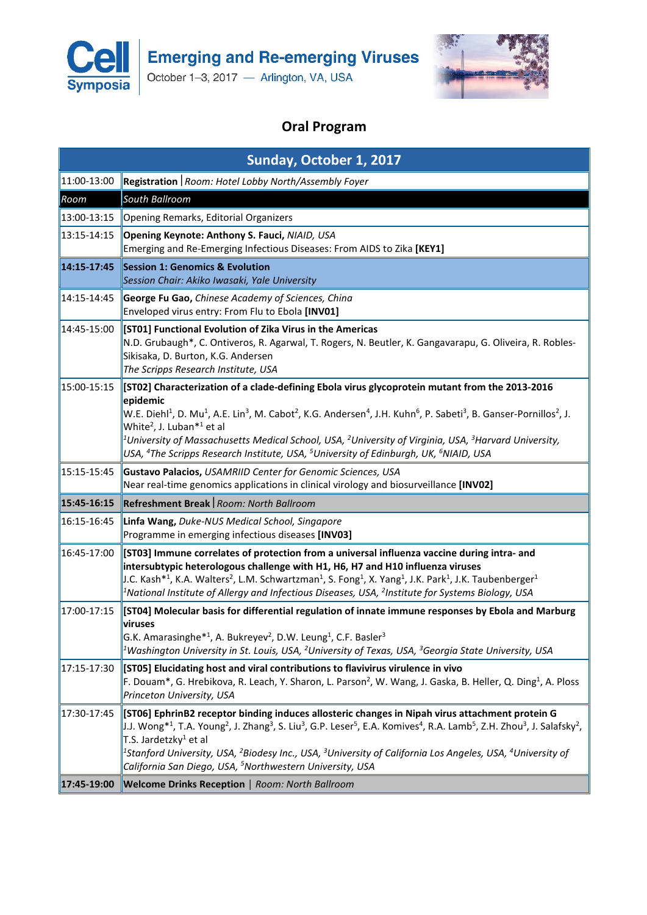# Emerging and Re-emerging Viruses

October 1–3, 2017 — Arlington, VA, USA

## Oral Program

| Sunday, October 1, 2017 | |
|---|---|
| 11:00-13:00 | **Registration** \| *Room: Hotel Lobby North/Assembly Foyer* |
| *Room* | *South Ballroom* |
| 13:00-13:15 | Opening Remarks, Editorial Organizers |
| 13:15-14:15 | **Opening Keynote: Anthony S. Fauci,** *NIAID, USA*<br>Emerging and Re-Emerging Infectious Diseases: From AIDS to Zika **[KEY1]** |
| **14:15-17:45** | **Session 1: Genomics & Evolution**<br>*Session Chair: Akiko Iwasaki, Yale University* |
| 14:15-14:45 | **George Fu Gao,** *Chinese Academy of Sciences, China*<br>Enveloped virus entry: From Flu to Ebola **[INV01]** |
| 14:45-15:00 | **[ST01] Functional Evolution of Zika Virus in the Americas**<br>N.D. Grubaugh*, C. Ontiveros, R. Agarwal, T. Rogers, N. Beutler, K. Gangavarapu, G. Oliveira, R. Robles-Sikisaka, D. Burton, K.G. Andersen<br>*The Scripps Research Institute, USA* |
| 15:00-15:15 | **[ST02] Characterization of a clade-defining Ebola virus glycoprotein mutant from the 2013-2016 epidemic**<br>W.E. Diehl[1], D. Mu[1], A.E. Lin[3], M. Cabot[2], K.G. Andersen[4], J.H. Kuhn[6], P. Sabeti[3], B. Ganser-Pornillos[2], J. White[2], J. Luban*[1] et al<br>*[1]University of Massachusetts Medical School, USA, [2]University of Virginia, USA, [3]Harvard University, USA, [4]The Scripps Research Institute, USA, [5]University of Edinburgh, UK, [6]NIAID, USA* |
| 15:15-15:45 | **Gustavo Palacios,** *USAMRIID Center for Genomic Sciences, USA*<br>Near real-time genomics applications in clinical virology and biosurveillance **[INV02]** |
| **15:45-16:15** | **Refreshment Break** \| *Room: North Ballroom* |
| 16:15-16:45 | **Linfa Wang,** *Duke-NUS Medical School, Singapore*<br>Programme in emerging infectious diseases **[INV03]** |
| 16:45-17:00 | **[ST03] Immune correlates of protection from a universal influenza vaccine during intra- and intersubtypic heterologous challenge with H1, H6, H7 and H10 influenza viruses**<br>J.C. Kash*[1], K.A. Walters[2], L.M. Schwartzman[1], S. Fong[1], X. Yang[1], J.K. Park[1], J.K. Taubenberger[1]<br>*[1]National Institute of Allergy and Infectious Diseases, USA, [2]Institute for Systems Biology, USA* |
| 17:00-17:15 | **[ST04] Molecular basis for differential regulation of innate immune responses by Ebola and Marburg viruses**<br>G.K. Amarasinghe*[1], A. Bukreyev[2], D.W. Leung[1], C.F. Basler[3]<br>*[1]Washington University in St. Louis, USA, [2]University of Texas, USA, [3]Georgia State University, USA* |
| 17:15-17:30 | **[ST05] Elucidating host and viral contributions to flavivirus virulence in vivo**<br>F. Douam*, G. Hrebikova, R. Leach, Y. Sharon, L. Parson[2], W. Wang, J. Gaska, B. Heller, Q. Ding[1], A. Ploss<br>*Princeton University, USA* |
| 17:30-17:45 | **[ST06] EphrinB2 receptor binding induces allosteric changes in Nipah virus attachment protein G**<br>J.J. Wong*[1], T.A. Young[2], J. Zhang[3], S. Liu[3], G.P. Leser[5], E.A. Komives[4], R.A. Lamb[5], Z.H. Zhou[3], J. Salafsky[2], T.S. Jardetzky[1] et al<br>*[1]Stanford University, USA, [2]Biodesy Inc., USA, [3]University of California Los Angeles, USA, [4]University of California San Diego, USA, [5]Northwestern University, USA* |
| **17:45-19:00** | **Welcome Drinks Reception** \| *Room: North Ballroom* |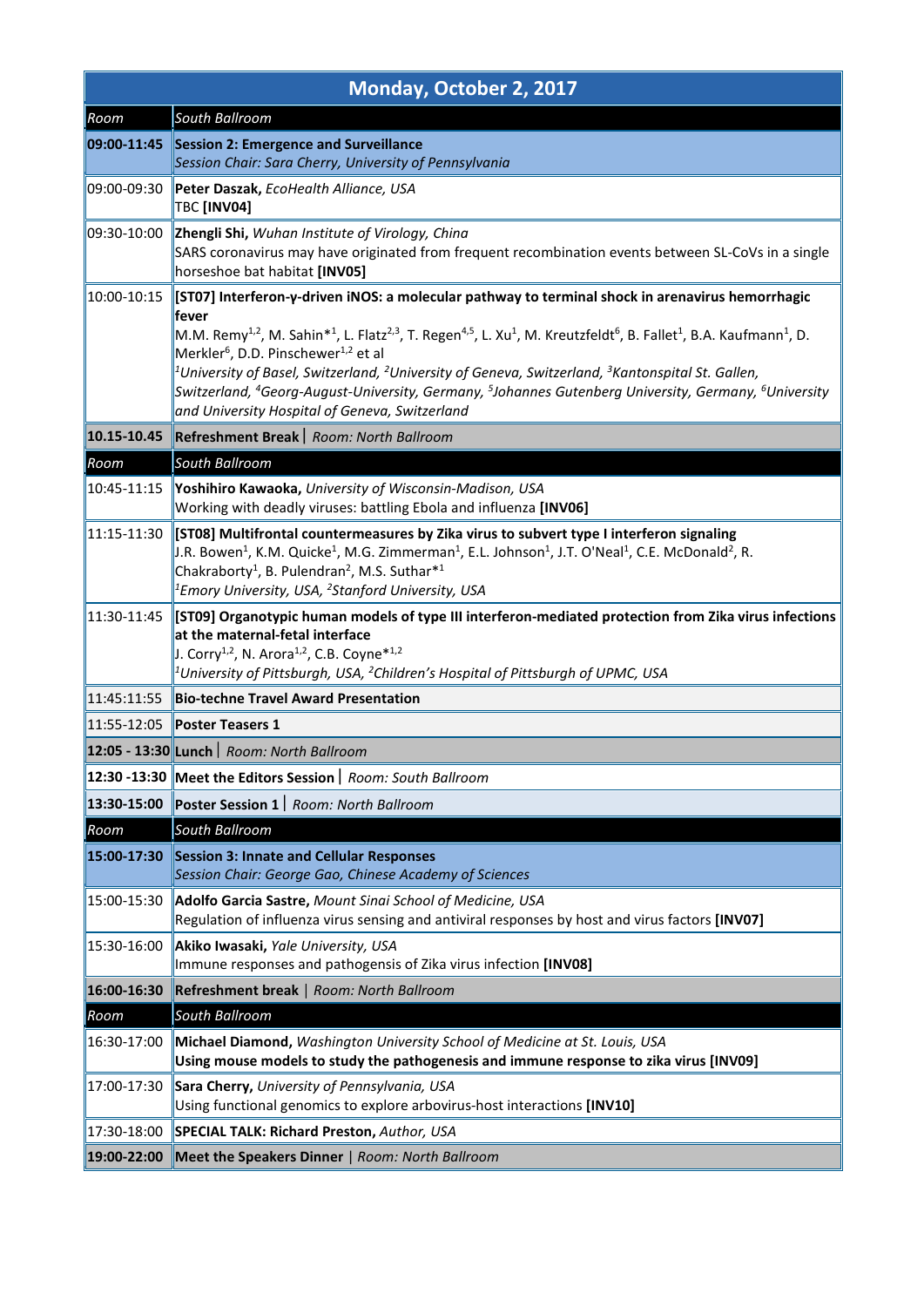| Monday, October 2, 2017 | |
|---|---|
| *Room* | *South Ballroom* |
| **09:00-11:45** | **Session 2: Emergence and Surveillance**<br>*Session Chair: Sara Cherry, University of Pennsylvania* |
| 09:00-09:30 | **Peter Daszak,** *EcoHealth Alliance, USA*<br>TBC **[INV04]** |
| 09:30-10:00 | **Zhengli Shi,** *Wuhan Institute of Virology, China*<br>SARS coronavirus may have originated from frequent recombination events between SL-CoVs in a single horseshoe bat habitat **[INV05]** |
| 10:00-10:15 | **[ST07] Interferon-γ-driven iNOS: a molecular pathway to terminal shock in arenavirus hemorrhagic fever**<br>M.M. Remy[1,2], M. Sahin*[1], L. Flatz[2,3], T. Regen[4,5], L. Xu[1], M. Kreutzfeldt[6], B. Fallet[1], B.A. Kaufmann[1], D. Merkler[6], D.D. Pinschewer[1,2] et al<br>*[1]University of Basel, Switzerland, [2]University of Geneva, Switzerland, [3]Kantonspital St. Gallen, Switzerland, [4]Georg-August-University, Germany, [5]Johannes Gutenberg University, Germany, [6]University and University Hospital of Geneva, Switzerland* |
| **10.15-10.45** | **Refreshment Break** \| *Room: North Ballroom* |
| *Room* | *South Ballroom* |
| 10:45-11:15 | **Yoshihiro Kawaoka,** *University of Wisconsin-Madison, USA*<br>Working with deadly viruses: battling Ebola and influenza **[INV06]** |
| 11:15-11:30 | **[ST08] Multifrontal countermeasures by Zika virus to subvert type I interferon signaling**<br>J.R. Bowen[1], K.M. Quicke[1], M.G. Zimmerman[1], E.L. Johnson[1], J.T. O'Neal[1], C.E. McDonald[2], R. Chakraborty[1], B. Pulendran[2], M.S. Suthar*[1]<br>*[1]Emory University, USA, [2]Stanford University, USA* |
| 11:30-11:45 | **[ST09] Organotypic human models of type III interferon-mediated protection from Zika virus infections at the maternal-fetal interface**<br>J. Corry[1,2], N. Arora[1,2], C.B. Coyne*[1,2]<br>*[1]University of Pittsburgh, USA, [2]Children's Hospital of Pittsburgh of UPMC, USA* |
| 11:45-11:55 | **Bio-techne Travel Award Presentation** |
| 11:55-12:05 | **Poster Teasers 1** |
| **12:05 - 13:30** | **Lunch** \| *Room: North Ballroom* |
| **12:30 -13:30** | **Meet the Editors Session** \| *Room: South Ballroom* |
| **13:30-15:00** | **Poster Session 1** \| *Room: North Ballroom* |
| *Room* | *South Ballroom* |
| **15:00-17:30** | **Session 3: Innate and Cellular Responses**<br>*Session Chair: George Gao, Chinese Academy of Sciences* |
| 15:00-15:30 | **Adolfo Garcia Sastre,** *Mount Sinai School of Medicine, USA*<br>Regulation of influenza virus sensing and antiviral responses by host and virus factors **[INV07]** |
| 15:30-16:00 | **Akiko Iwasaki,** *Yale University, USA*<br>Immune responses and pathogensis of Zika virus infection **[INV08]** |
| **16:00-16:30** | **Refreshment break** \| *Room: North Ballroom* |
| *Room* | *South Ballroom* |
| 16:30-17:00 | **Michael Diamond,** *Washington University School of Medicine at St. Louis, USA*<br>**Using mouse models to study the pathogenesis and immune response to zika virus [INV09]** |
| 17:00-17:30 | **Sara Cherry,** *University of Pennsylvania, USA*<br>Using functional genomics to explore arbovirus-host interactions **[INV10]** |
| 17:30-18:00 | **SPECIAL TALK: Richard Preston,** *Author, USA* |
| **19:00-22:00** | **Meet the Speakers Dinner** \| *Room: North Ballroom* |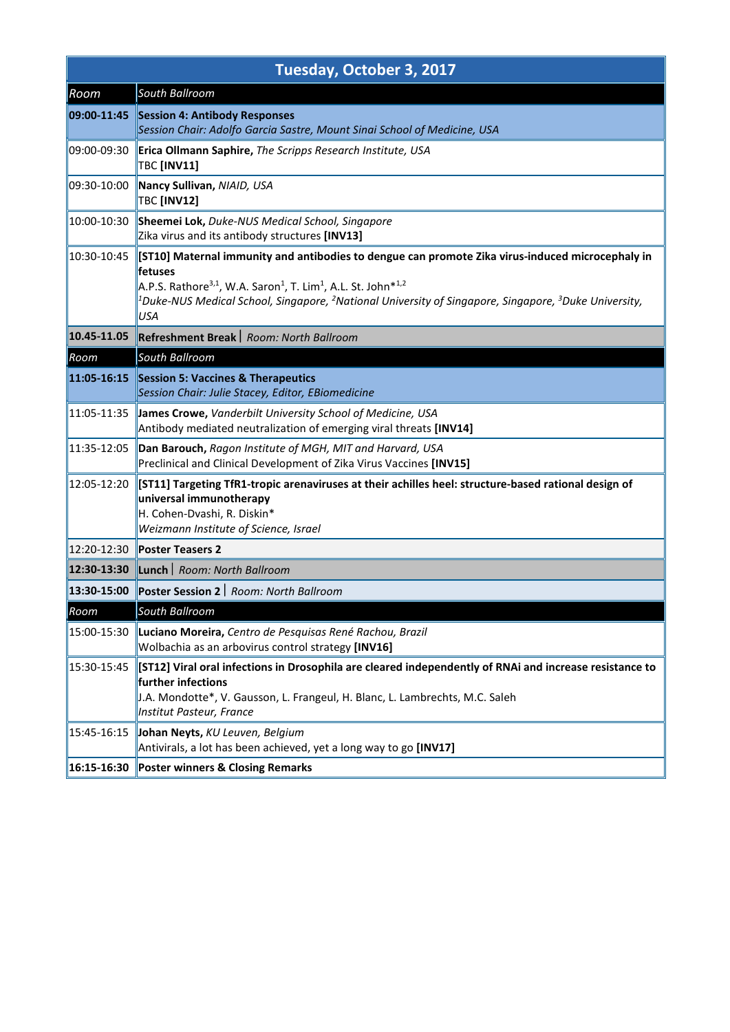| Tuesday, October 3, 2017 | |
|---|---|
| *Room* | *South Ballroom* |
| **09:00-11:45** | **Session 4: Antibody Responses**<br>*Session Chair: Adolfo Garcia Sastre, Mount Sinai School of Medicine, USA* |
| 09:00-09:30 | **Erica Ollmann Saphire,** *The Scripps Research Institute, USA*<br>TBC **[INV11]** |
| 09:30-10:00 | **Nancy Sullivan,** *NIAID, USA*<br>TBC **[INV12]** |
| 10:00-10:30 | **Sheemei Lok,** *Duke-NUS Medical School, Singapore*<br>Zika virus and its antibody structures **[INV13]** |
| 10:30-10:45 | **[ST10] Maternal immunity and antibodies to dengue can promote Zika virus-induced microcephaly in fetuses**<br>A.P.S. Rathore[3,1], W.A. Saron[1], T. Lim[1], A.L. St. John*[1,2]<br>*[1]Duke-NUS Medical School, Singapore, [2]National University of Singapore, Singapore, [3]Duke University, USA* |
| **10.45-11.05** | **Refreshment Break** \| *Room: North Ballroom* |
| *Room* | *South Ballroom* |
| **11:05-16:15** | **Session 5: Vaccines & Therapeutics**<br>*Session Chair: Julie Stacey, Editor, EBiomedicine* |
| 11:05-11:35 | **James Crowe,** *Vanderbilt University School of Medicine, USA*<br>Antibody mediated neutralization of emerging viral threats **[INV14]** |
| 11:35-12:05 | **Dan Barouch,** *Ragon Institute of MGH, MIT and Harvard, USA*<br>Preclinical and Clinical Development of Zika Virus Vaccines **[INV15]** |
| 12:05-12:20 | **[ST11] Targeting TfR1-tropic arenaviruses at their achilles heel: structure-based rational design of universal immunotherapy**<br>H. Cohen-Dvashi, R. Diskin*<br>*Weizmann Institute of Science, Israel* |
| 12:20-12:30 | **Poster Teasers 2** |
| **12:30-13:30** | **Lunch** \| *Room: North Ballroom* |
| **13:30-15:00** | **Poster Session 2** \| *Room: North Ballroom* |
| *Room* | *South Ballroom* |
| 15:00-15:30 | **Luciano Moreira,** *Centro de Pesquisas René Rachou, Brazil*<br>Wolbachia as an arbovirus control strategy **[INV16]** |
| 15:30-15:45 | **[ST12] Viral oral infections in Drosophila are cleared independently of RNAi and increase resistance to further infections**<br>J.A. Mondotte*, V. Gausson, L. Frangeul, H. Blanc, L. Lambrechts, M.C. Saleh<br>*Institut Pasteur, France* |
| 15:45-16:15 | **Johan Neyts,** *KU Leuven, Belgium*<br>Antivirals, a lot has been achieved, yet a long way to go **[INV17]** |
| **16:15-16:30** | **Poster winners & Closing Remarks** |